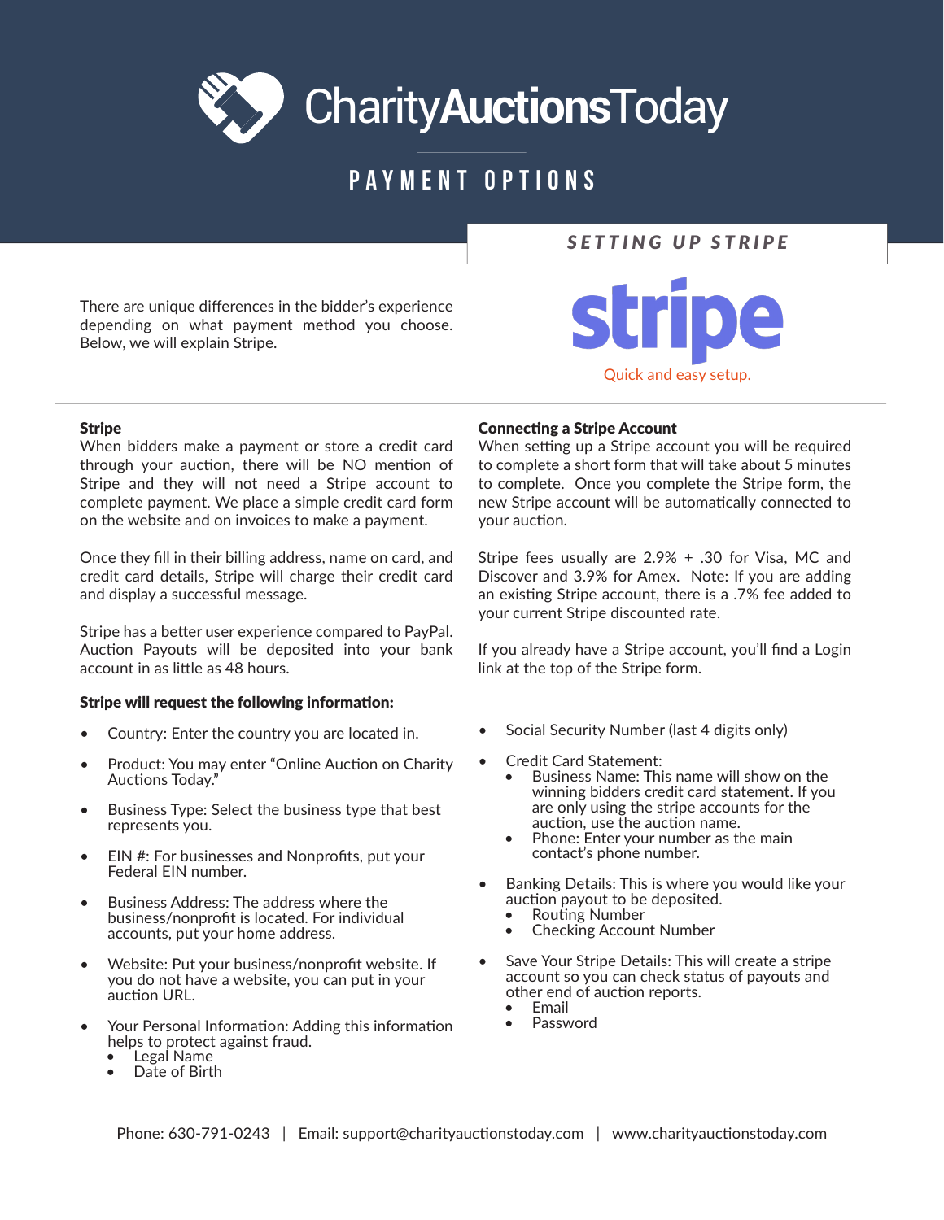# CharityAuctionsToday

## PAYMENT OPTIONS

### SETTING UP STRIPE

There are unique differences in the bidder's experience depending on what payment method you choose. Below, we will explain Stripe.

stripe

Quick and easy setup.

**Stripe**

When bidders make a payment or store a credit card through your auction, there will be NO mention of Stripe and they will not need a Stripe account to complete payment. We place a simple credit card form on the website and on invoices to make a payment.

Once they fill in their billing address, name on card, and credit card details, Stripe will charge their credit card and display a successful message.

Stripe has a better user experience compared to PayPal. Auction Payouts will be deposited into your bank account in as little as 48 hours.

**Connecting a Stripe Account**

When setting up a Stripe account you will be required to complete a short form that will take about 5 minutes to complete. Once you complete the Stripe form, the new Stripe account will be automatically connected to your auction.

Stripe fees usually are 2.9% + .30 for Visa, MC and Discover and 3.9% for Amex. Note: If you are adding an existing Stripe account, there is a .7% fee added to your current Stripe discounted rate.

If you already have a Stripe account, you'll find a Login link at the top of the Stripe form.

**Stripe will request the following information:**

- Country: Enter the country you are located in.
- Product: You may enter "Online Auction on Charity Auctions Today."
- Business Type: Select the business type that best represents you.
- EIN #: For businesses and Nonprofits, put your Federal EIN number.
- Business Address: The address where the business/nonprofit is located. For individual accounts, put your home address.
- Website: Put your business/nonprofit website. If you do not have a website, you can put in your auction URL.
- Your Personal Information: Adding this information helps to protect against fraud.
  - Legal Name
  - Date of Birth
- Social Security Number (last 4 digits only)
- Credit Card Statement:
  - Business Name: This name will show on the winning bidders credit card statement. If you are only using the stripe accounts for the auction, use the auction name.
  - Phone: Enter your number as the main contact's phone number.
- Banking Details: This is where you would like your auction payout to be deposited.
  - Routing Number
  - Checking Account Number
- Save Your Stripe Details: This will create a stripe account so you can check status of payouts and other end of auction reports.
  - Email
  - Password

Phone: 630-791-0243 | Email: support@charityauctionstoday.com | www.charityauctionstoday.com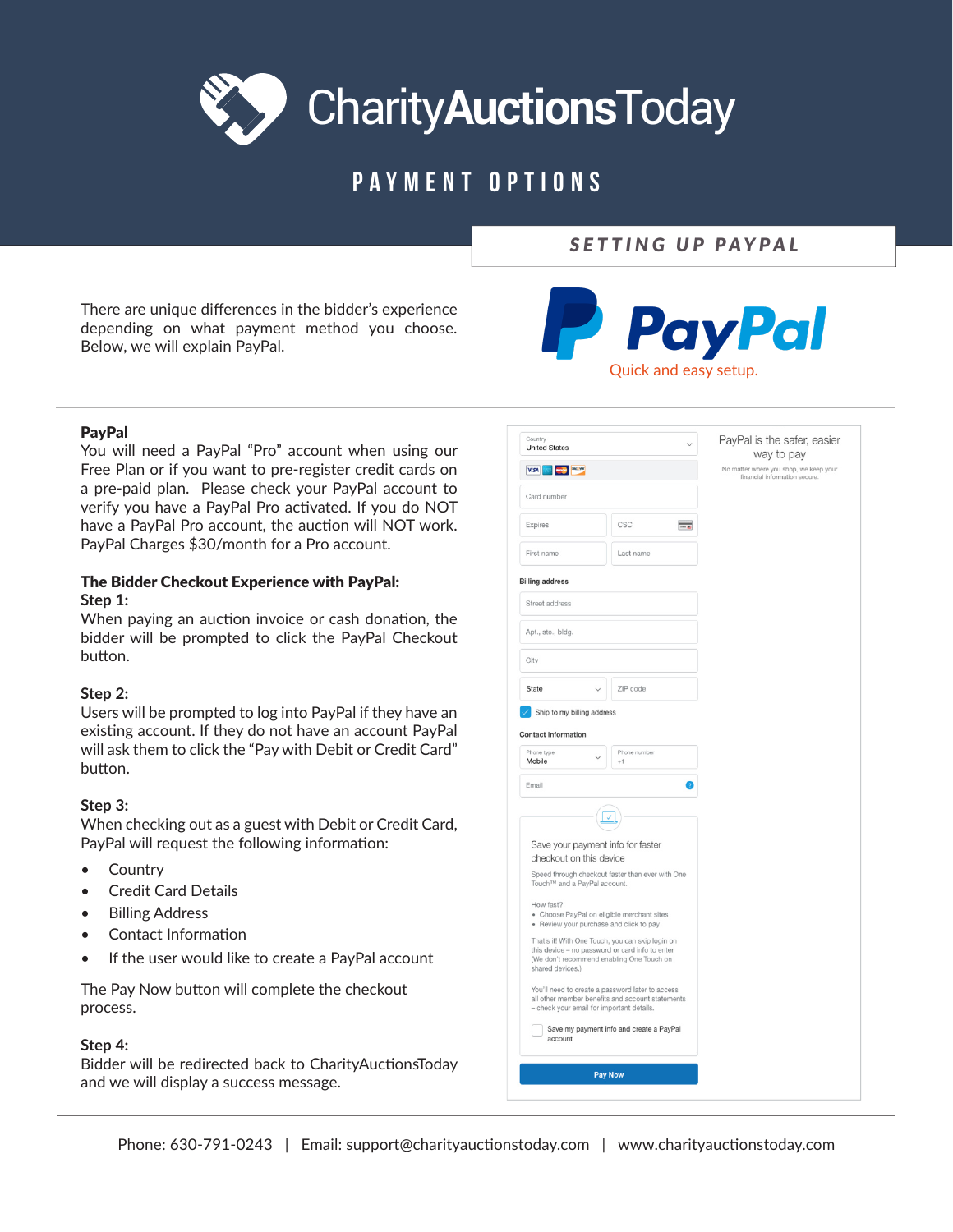# CharityAuctionsToday

## PAYMENT OPTIONS

### SETTING UP PAYPAL

There are unique differences in the bidder's experience depending on what payment method you choose. Below, we will explain PayPal.

PayPal

Quick and easy setup.

**PayPal**

You will need a PayPal "Pro" account when using our Free Plan or if you want to pre-register credit cards on a pre-paid plan. Please check your PayPal account to verify you have a PayPal Pro activated. If you do NOT have a PayPal Pro account, the auction will NOT work. PayPal Charges $30/month for a Pro account.

**The Bidder Checkout Experience with PayPal:**

**Step 1:**

When paying an auction invoice or cash donation, the bidder will be prompted to click the PayPal Checkout button.

**Step 2:**

Users will be prompted to log into PayPal if they have an existing account. If they do not have an account PayPal will ask them to click the "Pay with Debit or Credit Card" button.

**Step 3:**

When checking out as a guest with Debit or Credit Card, PayPal will request the following information:

- Country
- Credit Card Details
- Billing Address
- Contact Information
- If the user would like to create a PayPal account

The Pay Now button will complete the checkout process.

**Step 4:**

Bidder will be redirected back to CharityAuctionsToday and we will display a success message.

Country
United States

Card number

Expires | CSC

First name | Last name

Billing address

Street address

Apt., ste., bldg.

City

State | ZIP code

Ship to my billing address

Contact Information

Phone type: Mobile | Phone number: +1

Email

Save your payment info for faster checkout on this device

Speed through checkout faster than ever with One Touch™ and a PayPal account.

How fast?

- Choose PayPal on eligible merchant sites
- Review your purchase and click to pay

That's it! With One Touch, you can skip login on this device – no password or card info to enter. (We don't recommend enabling One Touch on shared devices.)

You'll need to create a password later to access all other member benefits and account statements – check your email for important details.

Save my payment info and create a PayPal account

Pay Now

PayPal is the safer, easier way to pay

No matter where you shop, we keep your financial information secure.

Phone: 630-791-0243 | Email: support@charityauctionstoday.com | www.charityauctionstoday.com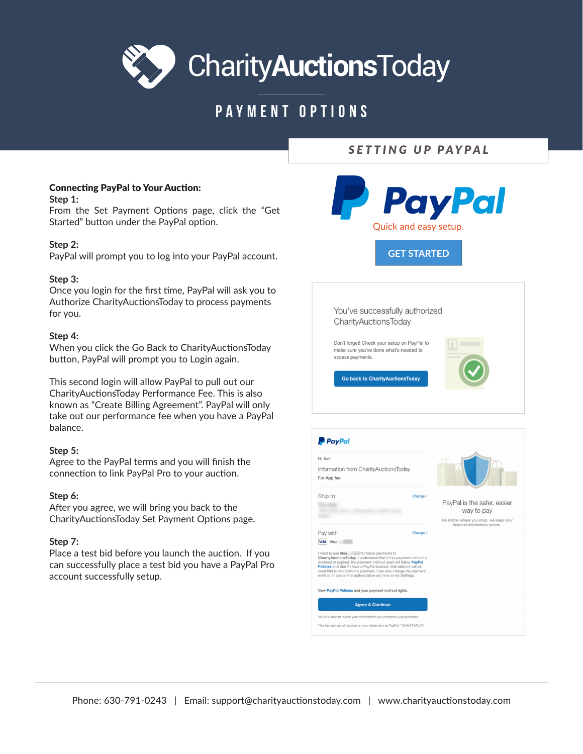# CharityAuctionsToday

## PAYMENT OPTIONS

### SETTING UP PAYPAL

**Connecting PayPal to Your Auction:**

**Step 1:**
From the Set Payment Options page, click the "Get Started" button under the PayPal option.

**Step 2:**
PayPal will prompt you to log into your PayPal account.

**Step 3:**
Once you login for the first time, PayPal will ask you to Authorize CharityAuctionsToday to process payments for you.

**Step 4:**
When you click the Go Back to CharityAuctionsToday button, PayPal will prompt you to Login again.

This second login will allow PayPal to pull out our CharityAuctionsToday Performance Fee. This is also known as "Create Billing Agreement". PayPal will only take out our performance fee when you have a PayPal balance.

**Step 5:**
Agree to the PayPal terms and you will finish the connection to link PayPal Pro to your auction.

**Step 6:**
After you agree, we will bring you back to the CharityAuctionsToday Set Payment Options page.

**Step 7:**
Place a test bid before you launch the auction. If you can successfully place a test bid you have a PayPal Pro account successfully setup.

PayPal
Quick and easy setup.

GET STARTED

You've successfully authorized CharityAuctionsToday

Don't forget! Check your setup on PayPal to make sure you've done what's needed to access payments.

Go back to CharityAuctionsToday

PayPal

Hi, Tom!

Information from CharityAuctionsToday
For App fee

Ship to — Change >

Pay with — Change >

VISA Visa

I want to use Visa for future payments to CharityAuctionsToday. I understand that if this payment method is declined or expired, the payment method used will follow PayPal Policies and that if I have a PayPal balance, that balance will be used first to complete my payment. I can also change my payment method or cancel this authorization any time in my Settings.

View PayPal Policies and your payment method rights.

Agree & Continue

You'll be able to review your order before you complete your purchase.

This transaction will appear on your statement as PayPal * CHARITYAUCT.

PayPal is the safer, easier way to pay

No matter where you shop, we keep your financial information secure.

Phone: 630-791-0243 | Email: support@charityauctionstoday.com | www.charityauctionstoday.com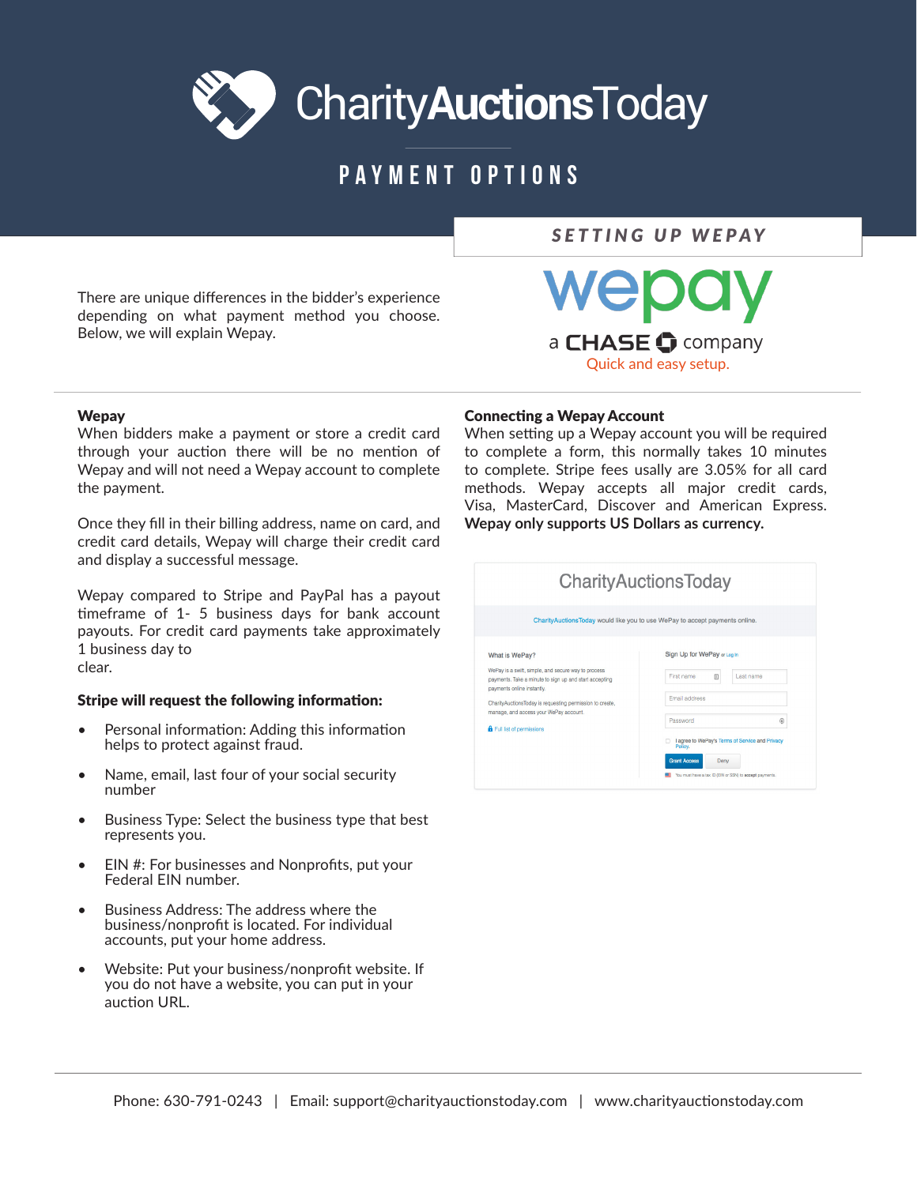# CharityAuctionsToday

## PAYMENT OPTIONS

### SETTING UP WEPAY

There are unique differences in the bidder's experience depending on what payment method you choose. Below, we will explain Wepay.

wepay
a CHASE company
Quick and easy setup.

**Wepay**
When bidders make a payment or store a credit card through your auction there will be no mention of Wepay and will not need a Wepay account to complete the payment.

Once they fill in their billing address, name on card, and credit card details, Wepay will charge their credit card and display a successful message.

Wepay compared to Stripe and PayPal has a payout timeframe of 1- 5 business days for bank account payouts. For credit card payments take approximately 1 business day to clear.

**Stripe will request the following information:**

- Personal information: Adding this information helps to protect against fraud.
- Name, email, last four of your social security number
- Business Type: Select the business type that best represents you.
- EIN #: For businesses and Nonprofits, put your Federal EIN number.
- Business Address: The address where the business/nonprofit is located. For individual accounts, put your home address.
- Website: Put your business/nonprofit website. If you do not have a website, you can put in your auction URL.

**Connecting a Wepay Account**
When setting up a Wepay account you will be required to complete a form, this normally takes 10 minutes to complete. Stripe fees usally are 3.05% for all card methods. Wepay accepts all major credit cards, Visa, MasterCard, Discover and American Express. **Wepay only supports US Dollars as currency.**

CharityAuctionsToday

CharityAuctionsToday would like you to use WePay to accept payments online.

What is WePay?

WePay is a swift, simple, and secure way to process payments. Take a minute to sign up and start accepting payments online instantly.

CharityAuctionsToday is requesting permission to create, manage, and access your WePay account.

Full list of permissions

Sign Up for WePay or Log in

First name | Last name

Email address

Password

I agree to WePay's Terms of Service and Privacy Policy.

Grant Access | Deny

You must have a tax ID (EIN or SSN) to accept payments.

Phone: 630-791-0243 | Email: support@charityauctionstoday.com | www.charityauctionstoday.com